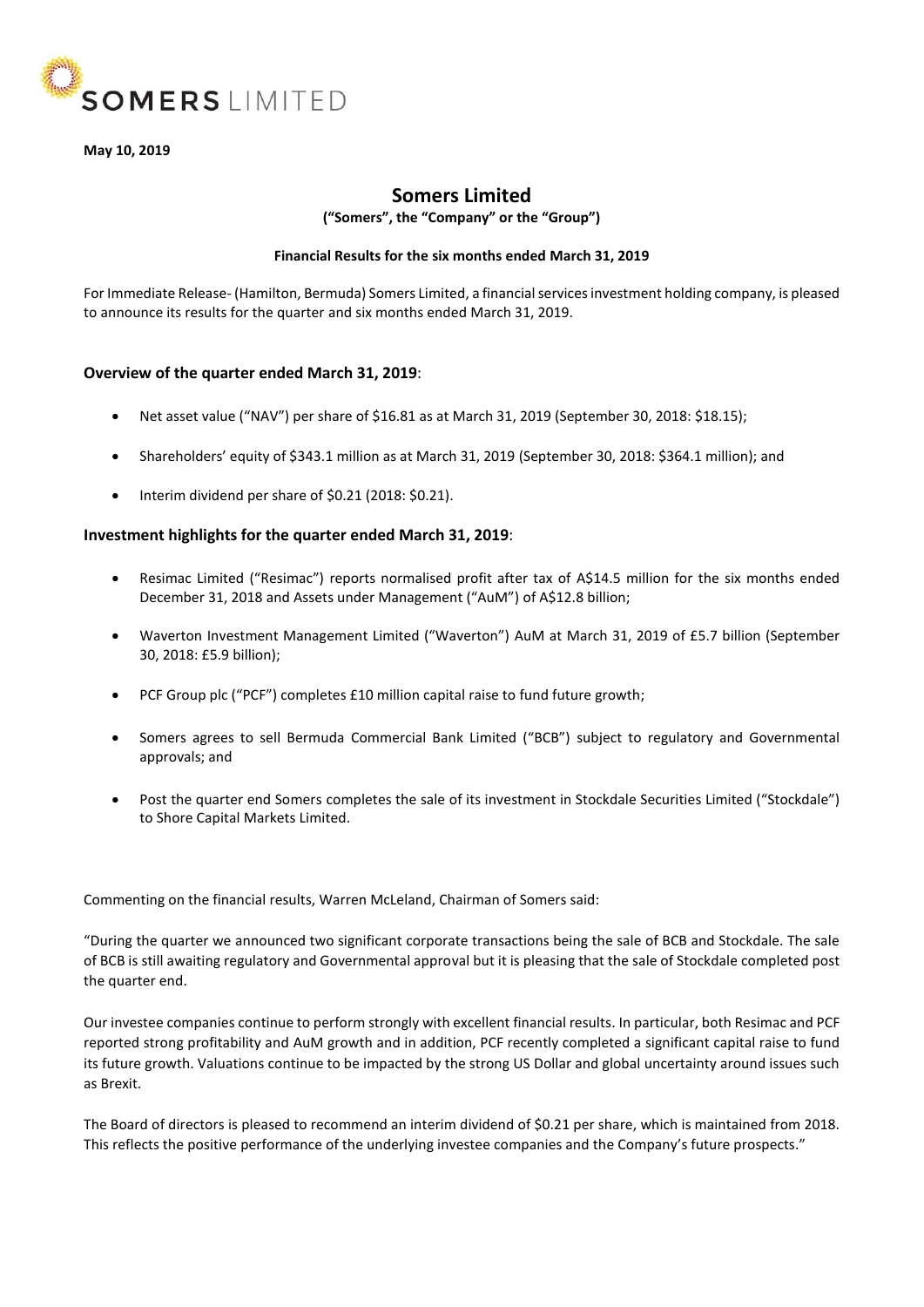**May 10, 2019**

# Somers Limited

**("Somers", the "Company" or the "Group")**

**Financial Results for the six months ended March 31, 2019**

For Immediate Release- (Hamilton, Bermuda) Somers Limited, a financial services investment holding company, is pleased to announce its results for the quarter and six months ended March 31, 2019.

## Overview of the quarter ended March 31, 2019:

- Net asset value ("NAV") per share of $16.81 as at March 31, 2019 (September 30, 2018: $18.15);
- Shareholders' equity of $343.1 million as at March 31, 2019 (September 30, 2018: $364.1 million); and
- Interim dividend per share of $0.21 (2018: $0.21).

## Investment highlights for the quarter ended March 31, 2019:

- Resimac Limited ("Resimac") reports normalised profit after tax of A$14.5 million for the six months ended December 31, 2018 and Assets under Management ("AuM") of A$12.8 billion;
- Waverton Investment Management Limited ("Waverton") AuM at March 31, 2019 of £5.7 billion (September 30, 2018: £5.9 billion);
- PCF Group plc ("PCF") completes £10 million capital raise to fund future growth;
- Somers agrees to sell Bermuda Commercial Bank Limited ("BCB") subject to regulatory and Governmental approvals; and
- Post the quarter end Somers completes the sale of its investment in Stockdale Securities Limited ("Stockdale") to Shore Capital Markets Limited.

Commenting on the financial results, Warren McLeland, Chairman of Somers said:

"During the quarter we announced two significant corporate transactions being the sale of BCB and Stockdale. The sale of BCB is still awaiting regulatory and Governmental approval but it is pleasing that the sale of Stockdale completed post the quarter end.

Our investee companies continue to perform strongly with excellent financial results. In particular, both Resimac and PCF reported strong profitability and AuM growth and in addition, PCF recently completed a significant capital raise to fund its future growth. Valuations continue to be impacted by the strong US Dollar and global uncertainty around issues such as Brexit.

The Board of directors is pleased to recommend an interim dividend of $0.21 per share, which is maintained from 2018. This reflects the positive performance of the underlying investee companies and the Company's future prospects."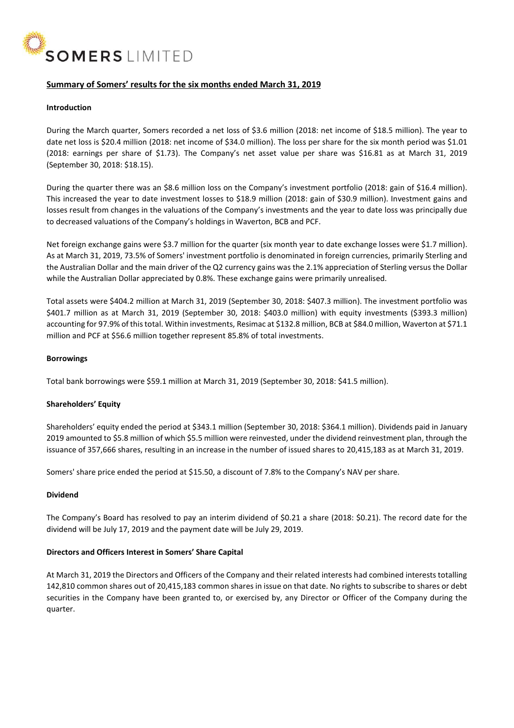SOMERS LIMITED

## Summary of Somers' results for the six months ended March 31, 2019

### Introduction

During the March quarter, Somers recorded a net loss of $3.6 million (2018: net income of $18.5 million). The year to date net loss is $20.4 million (2018: net income of $34.0 million). The loss per share for the six month period was $1.01 (2018: earnings per share of $1.73). The Company's net asset value per share was $16.81 as at March 31, 2019 (September 30, 2018: $18.15).

During the quarter there was an $8.6 million loss on the Company's investment portfolio (2018: gain of $16.4 million). This increased the year to date investment losses to $18.9 million (2018: gain of $30.9 million). Investment gains and losses result from changes in the valuations of the Company's investments and the year to date loss was principally due to decreased valuations of the Company's holdings in Waverton, BCB and PCF.

Net foreign exchange gains were $3.7 million for the quarter (six month year to date exchange losses were $1.7 million). As at March 31, 2019, 73.5% of Somers' investment portfolio is denominated in foreign currencies, primarily Sterling and the Australian Dollar and the main driver of the Q2 currency gains was the 2.1% appreciation of Sterling versus the Dollar while the Australian Dollar appreciated by 0.8%. These exchange gains were primarily unrealised.

Total assets were $404.2 million at March 31, 2019 (September 30, 2018: $407.3 million). The investment portfolio was $401.7 million as at March 31, 2019 (September 30, 2018: $403.0 million) with equity investments ($393.3 million) accounting for 97.9% of this total. Within investments, Resimac at $132.8 million, BCB at $84.0 million, Waverton at $71.1 million and PCF at $56.6 million together represent 85.8% of total investments.

### Borrowings

Total bank borrowings were $59.1 million at March 31, 2019 (September 30, 2018: $41.5 million).

### Shareholders' Equity

Shareholders' equity ended the period at $343.1 million (September 30, 2018: $364.1 million). Dividends paid in January 2019 amounted to $5.8 million of which $5.5 million were reinvested, under the dividend reinvestment plan, through the issuance of 357,666 shares, resulting in an increase in the number of issued shares to 20,415,183 as at March 31, 2019.

Somers' share price ended the period at $15.50, a discount of 7.8% to the Company's NAV per share.

### Dividend

The Company's Board has resolved to pay an interim dividend of $0.21 a share (2018: $0.21). The record date for the dividend will be July 17, 2019 and the payment date will be July 29, 2019.

### Directors and Officers Interest in Somers' Share Capital

At March 31, 2019 the Directors and Officers of the Company and their related interests had combined interests totalling 142,810 common shares out of 20,415,183 common shares in issue on that date. No rights to subscribe to shares or debt securities in the Company have been granted to, or exercised by, any Director or Officer of the Company during the quarter.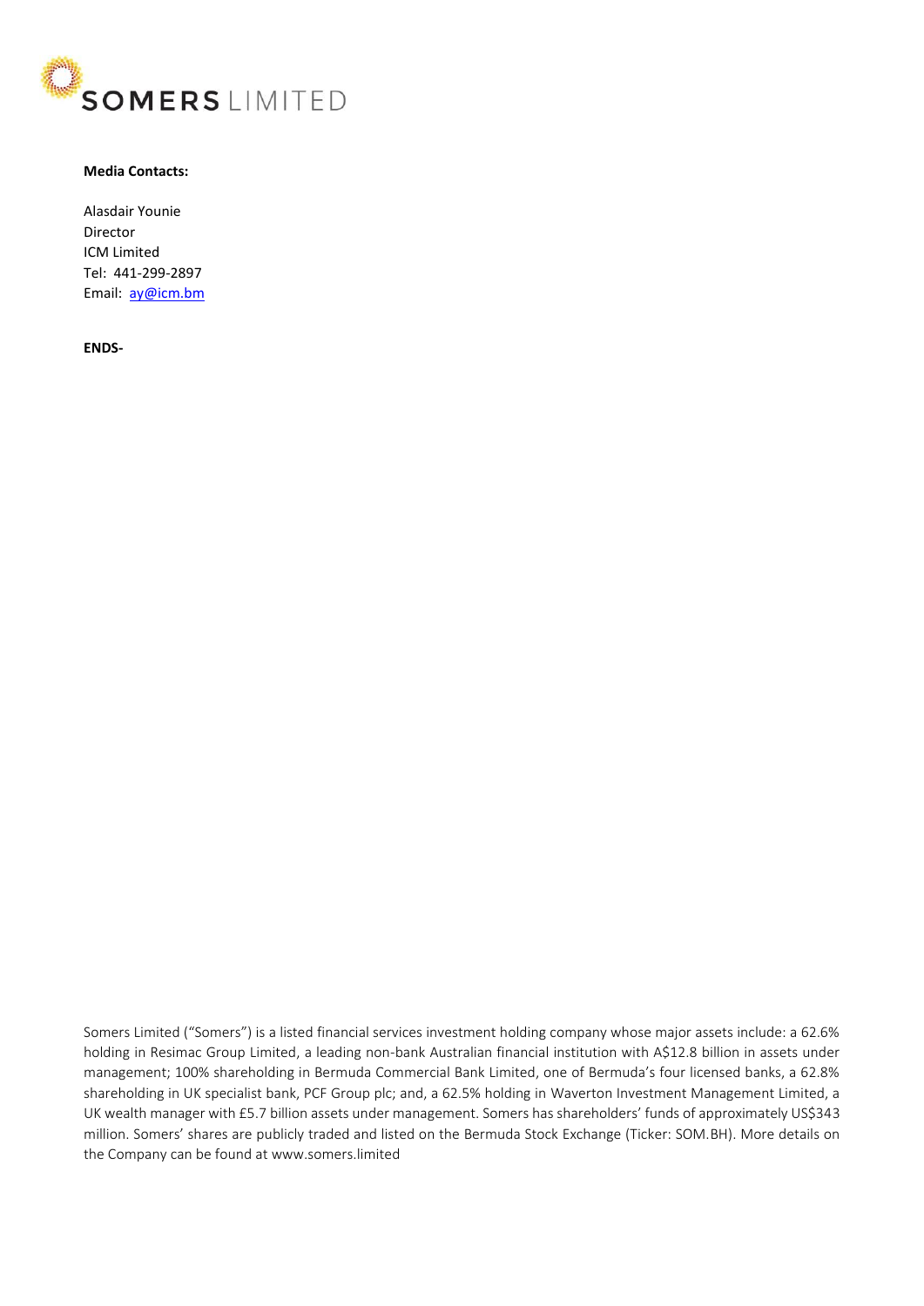**Media Contacts:**

Alasdair Younie
Director
ICM Limited
Tel: 441-299-2897
Email: ay@icm.bm

**ENDS-**

Somers Limited ("Somers") is a listed financial services investment holding company whose major assets include: a 62.6% holding in Resimac Group Limited, a leading non-bank Australian financial institution with A$12.8 billion in assets under management; 100% shareholding in Bermuda Commercial Bank Limited, one of Bermuda's four licensed banks, a 62.8% shareholding in UK specialist bank, PCF Group plc; and, a 62.5% holding in Waverton Investment Management Limited, a UK wealth manager with £5.7 billion assets under management. Somers has shareholders' funds of approximately US$343 million. Somers' shares are publicly traded and listed on the Bermuda Stock Exchange (Ticker: SOM.BH). More details on the Company can be found at www.somers.limited